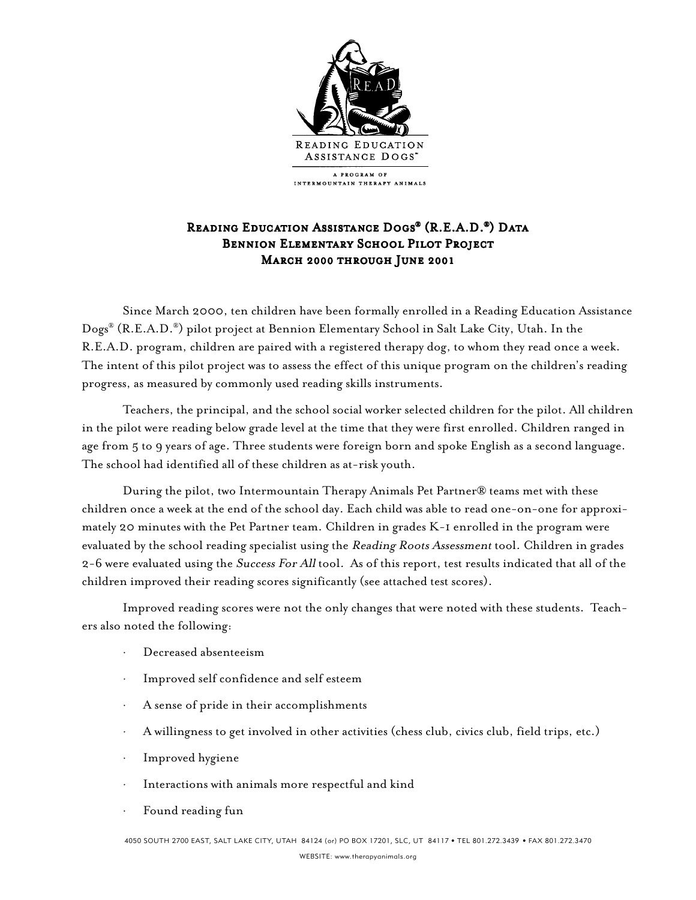READING EDUCATION ASSISTANCE DOGS™

A PROGRAM OF INTERMOUNTAIN THERAPY ANIMALS

# Reading Education Assistance Dogs® (R.E.A.D.®) Data
## Bennion Elementary School Pilot Project
## March 2000 through June 2001

Since March 2000, ten children have been formally enrolled in a Reading Education Assistance Dogs® (R.E.A.D.®) pilot project at Bennion Elementary School in Salt Lake City, Utah. In the R.E.A.D. program, children are paired with a registered therapy dog, to whom they read once a week. The intent of this pilot project was to assess the effect of this unique program on the children's reading progress, as measured by commonly used reading skills instruments.

Teachers, the principal, and the school social worker selected children for the pilot. All children in the pilot were reading below grade level at the time that they were first enrolled. Children ranged in age from 5 to 9 years of age. Three students were foreign born and spoke English as a second language. The school had identified all of these children as at-risk youth.

During the pilot, two Intermountain Therapy Animals Pet Partner® teams met with these children once a week at the end of the school day. Each child was able to read one-on-one for approximately 20 minutes with the Pet Partner team. Children in grades K-1 enrolled in the program were evaluated by the school reading specialist using the *Reading Roots Assessment* tool. Children in grades 2-6 were evaluated using the *Success For All* tool. As of this report, test results indicated that all of the children improved their reading scores significantly (see attached test scores).

Improved reading scores were not the only changes that were noted with these students. Teachers also noted the following:

- Decreased absenteeism
- Improved self confidence and self esteem
- A sense of pride in their accomplishments
- A willingness to get involved in other activities (chess club, civics club, field trips, etc.)
- Improved hygiene
- Interactions with animals more respectful and kind
- Found reading fun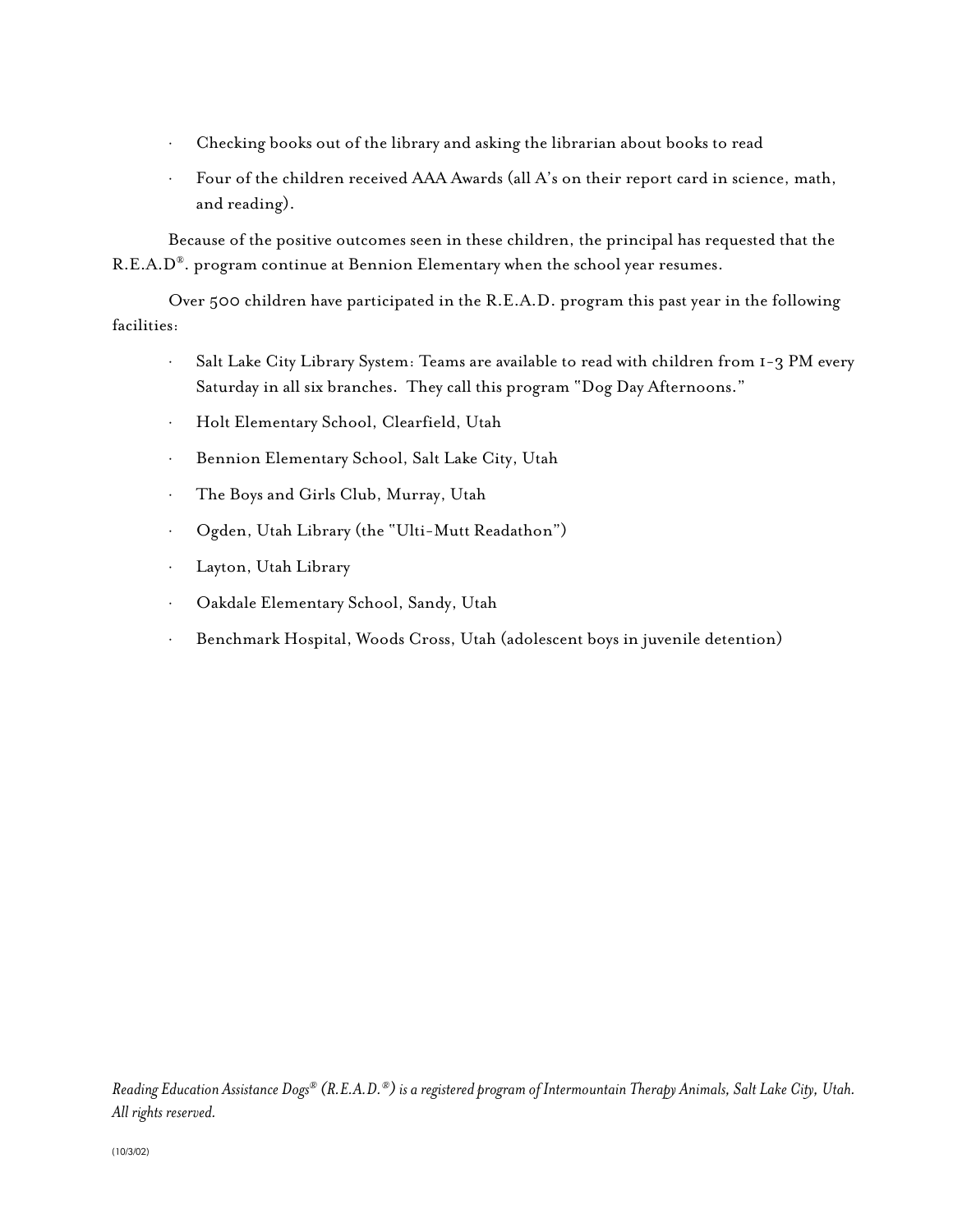- Checking books out of the library and asking the librarian about books to read
- Four of the children received AAA Awards (all A's on their report card in science, math, and reading).

Because of the positive outcomes seen in these children, the principal has requested that the R.E.A.D®. program continue at Bennion Elementary when the school year resumes.

Over 500 children have participated in the R.E.A.D. program this past year in the following facilities:

- Salt Lake City Library System: Teams are available to read with children from 1-3 PM every Saturday in all six branches. They call this program "Dog Day Afternoons."
- Holt Elementary School, Clearfield, Utah
- Bennion Elementary School, Salt Lake City, Utah
- The Boys and Girls Club, Murray, Utah
- Ogden, Utah Library (the "Ulti-Mutt Readathon")
- Layton, Utah Library
- Oakdale Elementary School, Sandy, Utah
- Benchmark Hospital, Woods Cross, Utah (adolescent boys in juvenile detention)

*Reading Education Assistance Dogs® (R.E.A.D.®) is a registered program of Intermountain Therapy Animals, Salt Lake City, Utah. All rights reserved.*

(10/3/02)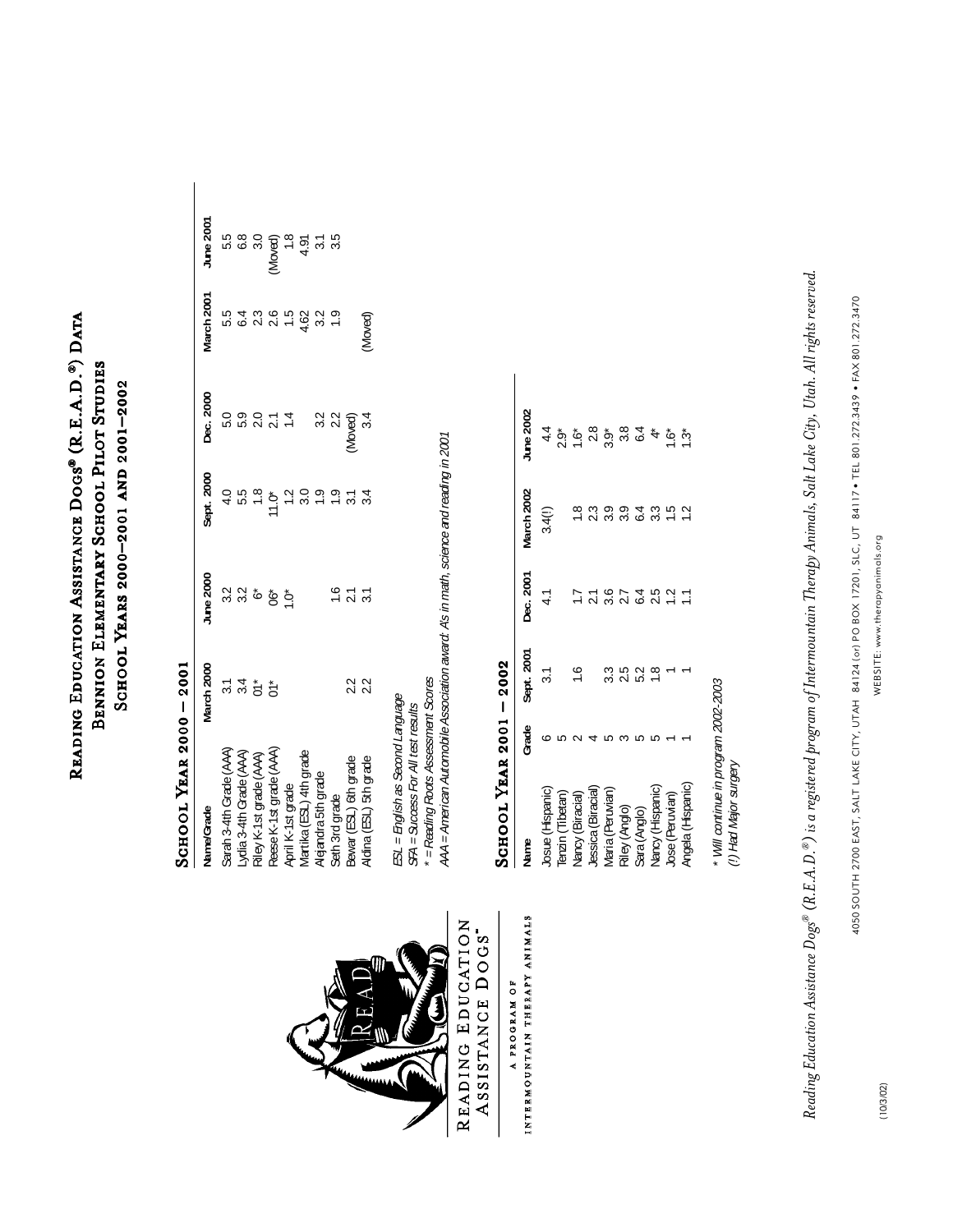# Reading Education Assistance Dogs® (R.E.A.D.®) Data

## Bennion Elementary School Pilot Studies

### School Years 2000–2001 and 2001–2002

Reading Education Assistance Dogs®

A program of Intermountain Therapy Animals

## School Year 2000 – 2001

| Name/Grade | March 2000 | June 2000 | Sept. 2000 | Dec. 2000 | March 2001 | June 2001 |
|---|---|---|---|---|---|---|
| Sarah 3-4th Grade (AAA) | 3.1 | 3.2 | 4.0 | 5.0 | 5.5 | 5.5 |
| Lydia 3-4th Grade (AAA) | 3.4 | 3.2 | 5.5 | 5.9 | 6.4 | 6.8 |
| Riley K-1st grade (AAA) | 01* | 6* | 1.8 | 2.0 | 2.3 | 3.0 |
| Reese K-1st grade (AAA) | 01* | 06* | 11.0* | 2.1 | 2.6 | (Moved) |
| April K-1st grade | | 1.0* | 1.2 | 1.4 | 1.5 | 1.8 |
| Martika (ESL) 4th grade | | | 3.0 | | 4.62 | 4.91 |
| Alejandra 5th grade | | | 1.9 | 3.2 | 3.2 | 3.1 |
| Seth 3rd grade | | 1.6 | 1.9 | 2.2 | 1.9 | 3.5 |
| Bewar (ESL) 6th grade | 2.2 | 2.1 | 3.1 | (Moved) | | |
| Aldina (ESL) 5th grade | 2.2 | 3.1 | 3.4 | 3.4 | (Moved) | |

*ESL = English as Second Language*
*SFA = Success For All test results*
*\* = Reading Roots Assessment Scores*
*AAA = American Automobile Association award: As in math, science and reading in 2001*

## School Year 2001 – 2002

| Name | Grade | Sept. 2001 | Dec. 2001 | March 2002 | June 2002 |
|---|---|---|---|---|---|
| Josue (Hispanic) | 6 | 3.1 | 4.1 | 3.4(!) | 4.4 |
| Tenzin (Tibetan) | 5 | | | | 2.9* |
| Nancy (Biracial) | 2 | 1.6 | 1.7 | 1.8 | 1.6* |
| Jessica (Biracial) | 4 | | 2.1 | 2.3 | 2.8 |
| Maria (Peruvian) | 5 | 3.3 | 3.6 | 3.9 | 3.9* |
| Riley (Anglo) | 3 | 2.5 | 2.7 | 3.9 | 3.8 |
| Sara (Anglo) | 5 | 5.2 | 6.4 | 6.4 | 6.4 |
| Nancy (Hispanic) | 5 | 1.8 | 2.5 | 3.3 | 4* |
| Jose (Peruvian) | 1 | 1 | 1.2 | 1.5 | 1.6* |
| Angela (Hispanic) | 1 | 1 | 1.1 | 1.2 | 1.3* |

*\* Will continue in program 2002-2003*
*(!) Had Major surgery*

*Reading Education Assistance Dogs® (R.E.A.D.®) is a registered program of Intermountain Therapy Animals, Salt Lake City, Utah. All rights reserved.*

4050 SOUTH 2700 EAST, SALT LAKE CITY, UTAH 84124 (or) PO BOX 17201, SLC, UT 84117 • TEL 801.272.3439 • FAX 801.272.3470

WEBSITE: www.therapyanimals.org

(10/3/02)